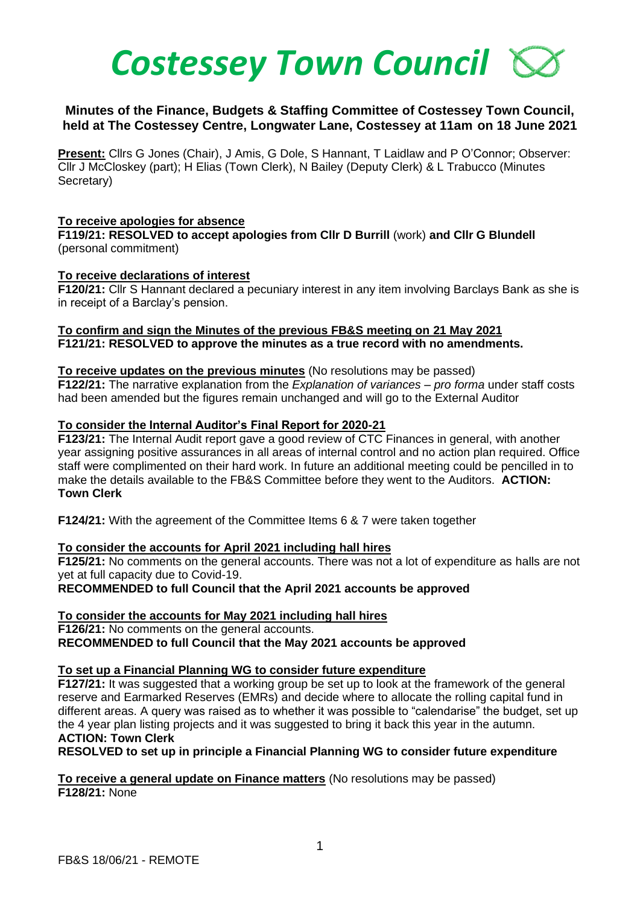# *Costessey Town Council*

**Minutes of the Finance, Budgets & Staffing Committee of Costessey Town Council, held at The Costessey Centre, Longwater Lane, Costessey at 11am on 18 June 2021**

**Present:** Cllrs G Jones (Chair), J Amis, G Dole, S Hannant, T Laidlaw and P O'Connor; Observer: Cllr J McCloskey (part); H Elias (Town Clerk), N Bailey (Deputy Clerk) & L Trabucco (Minutes Secretary)

**To receive apologies for absence**

**F119/21: RESOLVED to accept apologies from Cllr D Burrill** (work) **and Cllr G Blundell** (personal commitment)

**To receive declarations of interest**

**F120/21:** Cllr S Hannant declared a pecuniary interest in any item involving Barclays Bank as she is in receipt of a Barclay's pension.

**To confirm and sign the Minutes of the previous FB&S meeting on 21 May 2021**

**F121/21: RESOLVED to approve the minutes as a true record with no amendments.**

**To receive updates on the previous minutes** (No resolutions may be passed)

**F122/21:** The narrative explanation from the *Explanation of variances – pro forma* under staff costs had been amended but the figures remain unchanged and will go to the External Auditor

**To consider the Internal Auditor's Final Report for 2020-21**

**F123/21:** The Internal Audit report gave a good review of CTC Finances in general, with another year assigning positive assurances in all areas of internal control and no action plan required. Office staff were complimented on their hard work. In future an additional meeting could be pencilled in to make the details available to the FB&S Committee before they went to the Auditors. **ACTION: Town Clerk**

**F124/21:** With the agreement of the Committee Items 6 & 7 were taken together

**To consider the accounts for April 2021 including hall hires**

**F125/21:** No comments on the general accounts. There was not a lot of expenditure as halls are not yet at full capacity due to Covid-19.

**RECOMMENDED to full Council that the April 2021 accounts be approved**

**To consider the accounts for May 2021 including hall hires**

**F126/21:** No comments on the general accounts.

**RECOMMENDED to full Council that the May 2021 accounts be approved**

**To set up a Financial Planning WG to consider future expenditure**

**F127/21:** It was suggested that a working group be set up to look at the framework of the general reserve and Earmarked Reserves (EMRs) and decide where to allocate the rolling capital fund in different areas. A query was raised as to whether it was possible to "calendarise" the budget, set up the 4 year plan listing projects and it was suggested to bring it back this year in the autumn.
**ACTION: Town Clerk**

**RESOLVED to set up in principle a Financial Planning WG to consider future expenditure**

**To receive a general update on Finance matters** (No resolutions may be passed)

**F128/21:** None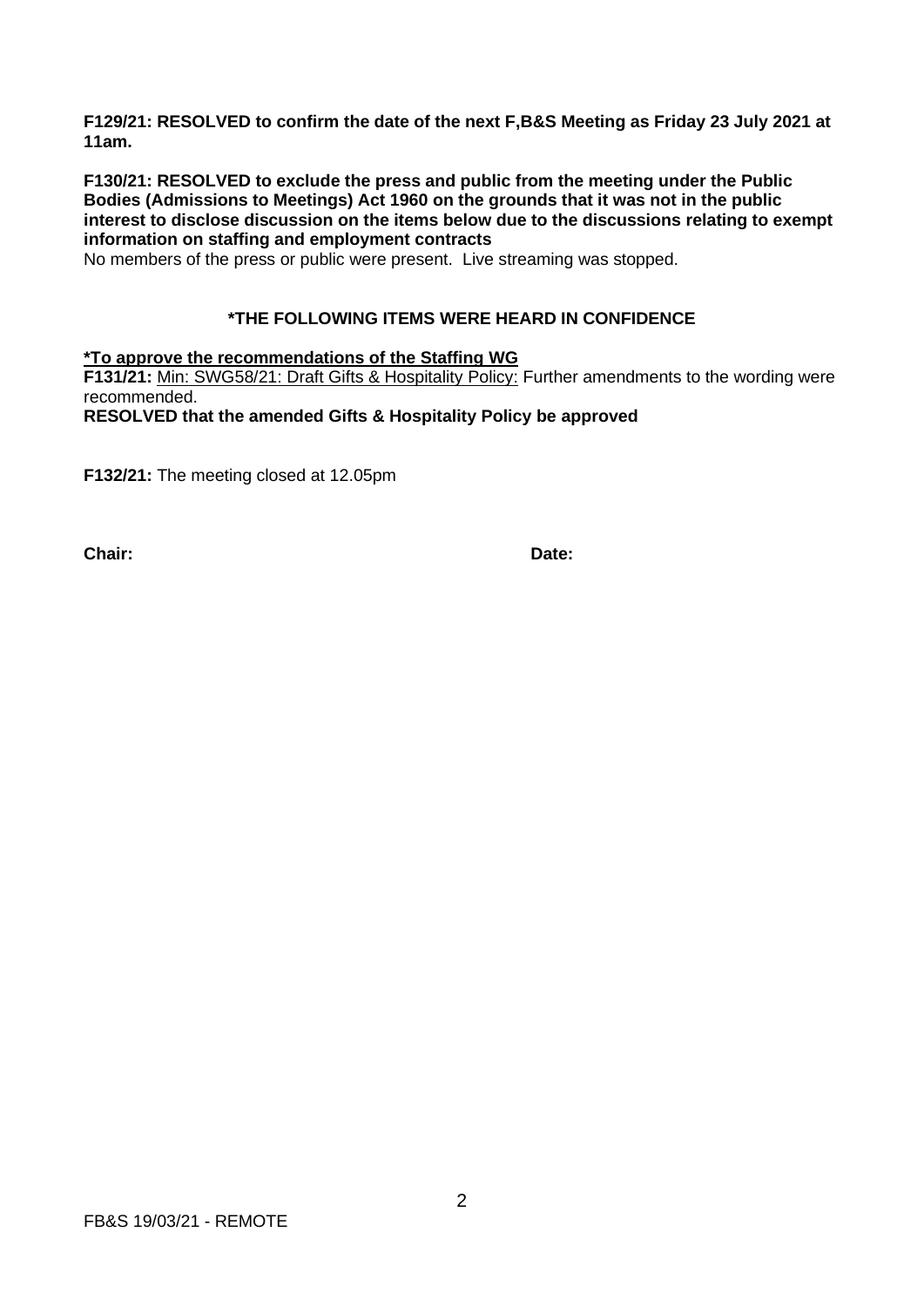**F129/21: RESOLVED to confirm the date of the next F,B&S Meeting as Friday 23 July 2021 at 11am.**

**F130/21: RESOLVED to exclude the press and public from the meeting under the Public Bodies (Admissions to Meetings) Act 1960 on the grounds that it was not in the public interest to disclose discussion on the items below due to the discussions relating to exempt information on staffing and employment contracts**
No members of the press or public were present. Live streaming was stopped.

**\*THE FOLLOWING ITEMS WERE HEARD IN CONFIDENCE**

**\*To approve the recommendations of the Staffing WG**

**F131/21:** Min: SWG58/21: Draft Gifts & Hospitality Policy: Further amendments to the wording were recommended.

**RESOLVED that the amended Gifts & Hospitality Policy be approved**

**F132/21:** The meeting closed at 12.05pm

**Chair:** **Date:**

FB&S 19/03/21 - REMOTE